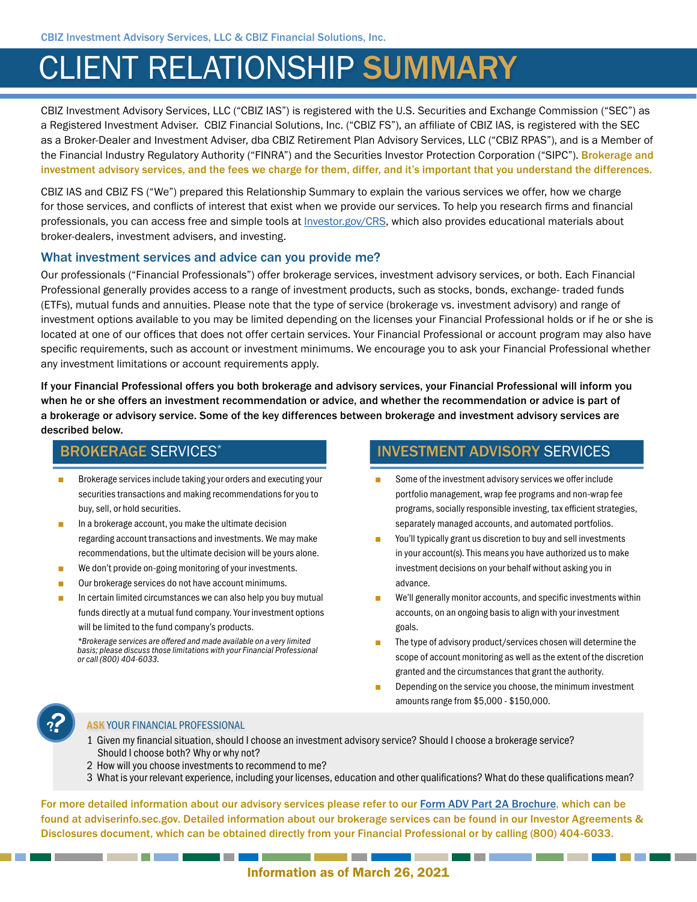CBIZ Investment Advisory Services, LLC & CBIZ Financial Solutions, Inc.

# CLIENT RELATIONSHIP SUMMARY

CBIZ Investment Advisory Services, LLC ("CBIZ IAS") is registered with the U.S. Securities and Exchange Commission ("SEC") as a Registered Investment Adviser. CBIZ Financial Solutions, Inc. ("CBIZ FS"), an affiliate of CBIZ IAS, is registered with the SEC as a Broker-Dealer and Investment Adviser, dba CBIZ Retirement Plan Advisory Services, LLC ("CBIZ RPAS"), and is a Member of the Financial Industry Regulatory Authority ("FINRA") and the Securities Investor Protection Corporation ("SIPC"). **Brokerage and investment advisory services, and the fees we charge for them, differ, and it's important that you understand the differences.**

CBIZ IAS and CBIZ FS ("We") prepared this Relationship Summary to explain the various services we offer, how we charge for those services, and conflicts of interest that exist when we provide our services. To help you research firms and financial professionals, you can access free and simple tools at Investor.gov/CRS, which also provides educational materials about broker-dealers, investment advisers, and investing.

## What investment services and advice can you provide me?

Our professionals ("Financial Professionals") offer brokerage services, investment advisory services, or both. Each Financial Professional generally provides access to a range of investment products, such as stocks, bonds, exchange- traded funds (ETFs), mutual funds and annuities. Please note that the type of service (brokerage vs. investment advisory) and range of investment options available to you may be limited depending on the licenses your Financial Professional holds or if he or she is located at one of our offices that does not offer certain services. Your Financial Professional or account program may also have specific requirements, such as account or investment minimums. We encourage you to ask your Financial Professional whether any investment limitations or account requirements apply.

**If your Financial Professional offers you both brokerage and advisory services, your Financial Professional will inform you when he or she offers an investment recommendation or advice, and whether the recommendation or advice is part of a brokerage or advisory service. Some of the key differences between brokerage and investment advisory services are described below.**

### BROKERAGE SERVICES*

- Brokerage services include taking your orders and executing your securities transactions and making recommendations for you to buy, sell, or hold securities.
- In a brokerage account, you make the ultimate decision regarding account transactions and investments. We may make recommendations, but the ultimate decision will be yours alone.
- We don't provide on-going monitoring of your investments.
- Our brokerage services do not have account minimums.
- In certain limited circumstances we can also help you buy mutual funds directly at a mutual fund company. Your investment options will be limited to the fund company's products.

*\*Brokerage services are offered and made available on a very limited basis; please discuss those limitations with your Financial Professional or call (800) 404-6033.*

### INVESTMENT ADVISORY SERVICES

- Some of the investment advisory services we offer include portfolio management, wrap fee programs and non-wrap fee programs, socially responsible investing, tax efficient strategies, separately managed accounts, and automated portfolios.
- You'll typically grant us discretion to buy and sell investments in your account(s). This means you have authorized us to make investment decisions on your behalf without asking you in advance.
- We'll generally monitor accounts, and specific investments within accounts, on an ongoing basis to align with your investment goals.
- The type of advisory product/services chosen will determine the scope of account monitoring as well as the extent of the discretion granted and the circumstances that grant the authority.
- Depending on the service you choose, the minimum investment amounts range from $5,000 - $150,000.

**ASK YOUR FINANCIAL PROFESSIONAL**

1. Given my financial situation, should I choose an investment advisory service? Should I choose a brokerage service? Should I choose both? Why or why not?
2. How will you choose investments to recommend to me?
3. What is your relevant experience, including your licenses, education and other qualifications? What do these qualifications mean?

**For more detailed information about our advisory services please refer to our Form ADV Part 2A Brochure, which can be found at adviserinfo.sec.gov. Detailed information about our brokerage services can be found in our Investor Agreements & Disclosures document, which can be obtained directly from your Financial Professional or by calling (800) 404-6033.**

Information as of March 26, 2021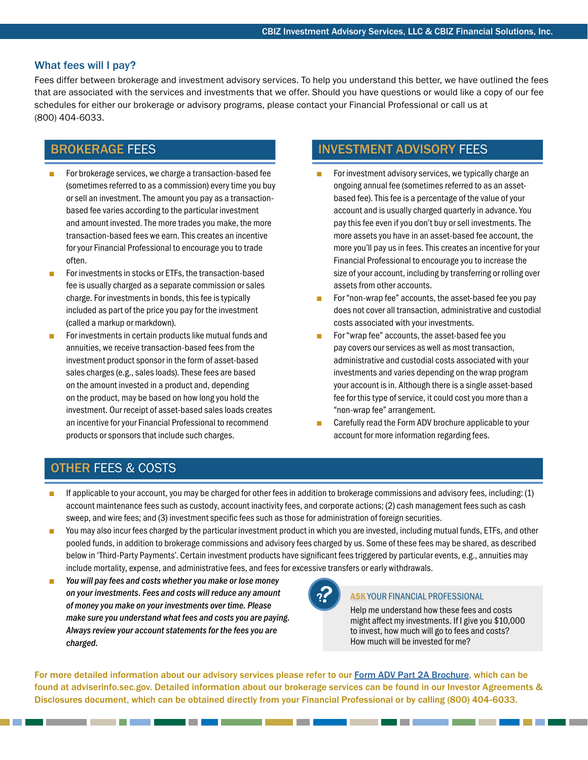## What fees will I pay?

Fees differ between brokerage and investment advisory services. To help you understand this better, we have outlined the fees that are associated with the services and investments that we offer. Should you have questions or would like a copy of our fee schedules for either our brokerage or advisory programs, please contact your Financial Professional or call us at (800) 404-6033.

### BROKERAGE FEES

- For brokerage services, we charge a transaction-based fee (sometimes referred to as a commission) every time you buy or sell an investment. The amount you pay as a transaction-based fee varies according to the particular investment and amount invested. The more trades you make, the more transaction-based fees we earn. This creates an incentive for your Financial Professional to encourage you to trade often.
- For investments in stocks or ETFs, the transaction-based fee is usually charged as a separate commission or sales charge. For investments in bonds, this fee is typically included as part of the price you pay for the investment (called a markup or markdown).
- For investments in certain products like mutual funds and annuities, we receive transaction-based fees from the investment product sponsor in the form of asset-based sales charges (e.g., sales loads). These fees are based on the amount invested in a product and, depending on the product, may be based on how long you hold the investment. Our receipt of asset-based sales loads creates an incentive for your Financial Professional to recommend products or sponsors that include such charges.

### INVESTMENT ADVISORY FEES

- For investment advisory services, we typically charge an ongoing annual fee (sometimes referred to as an asset-based fee). This fee is a percentage of the value of your account and is usually charged quarterly in advance. You pay this fee even if you don't buy or sell investments. The more assets you have in an asset-based fee account, the more you'll pay us in fees. This creates an incentive for your Financial Professional to encourage you to increase the size of your account, including by transferring or rolling over assets from other accounts.
- For "non-wrap fee" accounts, the asset-based fee you pay does not cover all transaction, administrative and custodial costs associated with your investments.
- For "wrap fee" accounts, the asset-based fee you pay covers our services as well as most transaction, administrative and custodial costs associated with your investments and varies depending on the wrap program your account is in. Although there is a single asset-based fee for this type of service, it could cost you more than a "non-wrap fee" arrangement.
- Carefully read the Form ADV brochure applicable to your account for more information regarding fees.

### OTHER FEES & COSTS

- If applicable to your account, you may be charged for other fees in addition to brokerage commissions and advisory fees, including: (1) account maintenance fees such as custody, account inactivity fees, and corporate actions; (2) cash management fees such as cash sweep, and wire fees; and (3) investment specific fees such as those for administration of foreign securities.
- You may also incur fees charged by the particular investment product in which you are invested, including mutual funds, ETFs, and other pooled funds, in addition to brokerage commissions and advisory fees charged by us. Some of these fees may be shared, as described below in 'Third-Party Payments'. Certain investment products have significant fees triggered by particular events, e.g., annuities may include mortality, expense, and administrative fees, and fees for excessive transfers or early withdrawals.
- ***You will pay fees and costs whether you make or lose money on your investments. Fees and costs will reduce any amount of money you make on your investments over time. Please make sure you understand what fees and costs you are paying. Always review your account statements for the fees you are charged.***

**ASK YOUR FINANCIAL PROFESSIONAL**

Help me understand how these fees and costs might affect my investments. If I give you $10,000 to invest, how much will go to fees and costs? How much will be invested for me?

**For more detailed information about our advisory services please refer to our Form ADV Part 2A Brochure, which can be found at adviserinfo.sec.gov. Detailed information about our brokerage services can be found in our Investor Agreements & Disclosures document, which can be obtained directly from your Financial Professional or by calling (800) 404-6033.**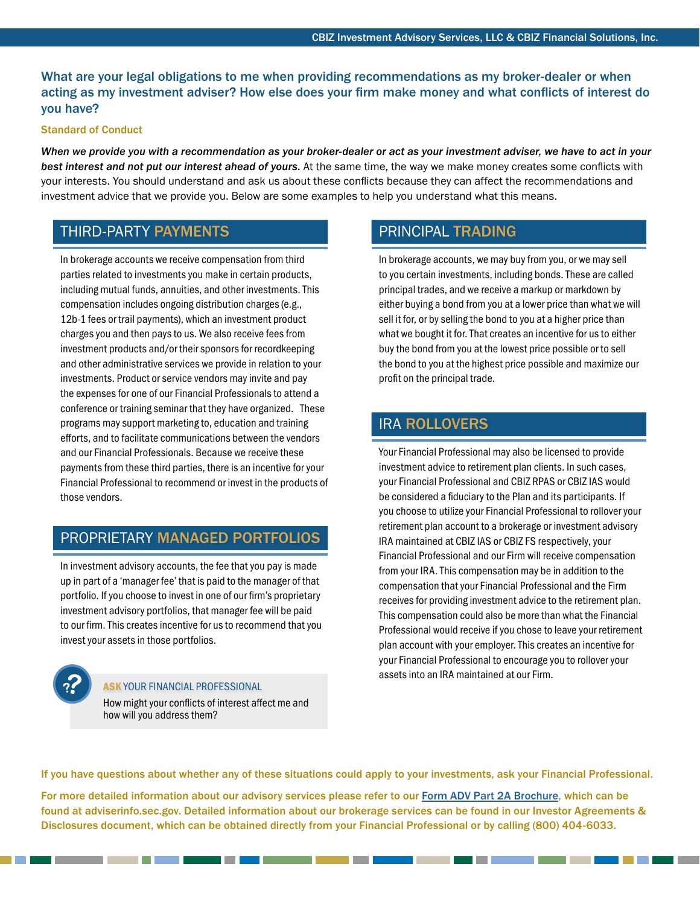## What are your legal obligations to me when providing recommendations as my broker-dealer or when acting as my investment adviser? How else does your firm make money and what conflicts of interest do you have?

### Standard of Conduct

***When we provide you with a recommendation as your broker-dealer or act as your investment adviser, we have to act in your best interest and not put our interest ahead of yours.*** At the same time, the way we make money creates some conflicts with your interests. You should understand and ask us about these conflicts because they can affect the recommendations and investment advice that we provide you. Below are some examples to help you understand what this means.

### THIRD-PARTY PAYMENTS

In brokerage accounts we receive compensation from third parties related to investments you make in certain products, including mutual funds, annuities, and other investments. This compensation includes ongoing distribution charges (e.g., 12b-1 fees or trail payments), which an investment product charges you and then pays to us. We also receive fees from investment products and/or their sponsors for recordkeeping and other administrative services we provide in relation to your investments. Product or service vendors may invite and pay the expenses for one of our Financial Professionals to attend a conference or training seminar that they have organized. These programs may support marketing to, education and training efforts, and to facilitate communications between the vendors and our Financial Professionals. Because we receive these payments from these third parties, there is an incentive for your Financial Professional to recommend or invest in the products of those vendors.

### PROPRIETARY MANAGED PORTFOLIOS

In investment advisory accounts, the fee that you pay is made up in part of a 'manager fee' that is paid to the manager of that portfolio. If you choose to invest in one of our firm's proprietary investment advisory portfolios, that manager fee will be paid to our firm. This creates incentive for us to recommend that you invest your assets in those portfolios.

**ASK YOUR FINANCIAL PROFESSIONAL**

How might your conflicts of interest affect me and how will you address them?

### PRINCIPAL TRADING

In brokerage accounts, we may buy from you, or we may sell to you certain investments, including bonds. These are called principal trades, and we receive a markup or markdown by either buying a bond from you at a lower price than what we will sell it for, or by selling the bond to you at a higher price than what we bought it for. That creates an incentive for us to either buy the bond from you at the lowest price possible or to sell the bond to you at the highest price possible and maximize our profit on the principal trade.

### IRA ROLLOVERS

Your Financial Professional may also be licensed to provide investment advice to retirement plan clients. In such cases, your Financial Professional and CBIZ RPAS or CBIZ IAS would be considered a fiduciary to the Plan and its participants. If you choose to utilize your Financial Professional to rollover your retirement plan account to a brokerage or investment advisory IRA maintained at CBIZ IAS or CBIZ FS respectively, your Financial Professional and our Firm will receive compensation from your IRA. This compensation may be in addition to the compensation that your Financial Professional and the Firm receives for providing investment advice to the retirement plan. This compensation could also be more than what the Financial Professional would receive if you chose to leave your retirement plan account with your employer. This creates an incentive for your Financial Professional to encourage you to rollover your assets into an IRA maintained at our Firm.

**If you have questions about whether any of these situations could apply to your investments, ask your Financial Professional.**

**For more detailed information about our advisory services please refer to our Form ADV Part 2A Brochure, which can be found at adviserinfo.sec.gov. Detailed information about our brokerage services can be found in our Investor Agreements & Disclosures document, which can be obtained directly from your Financial Professional or by calling (800) 404-6033.**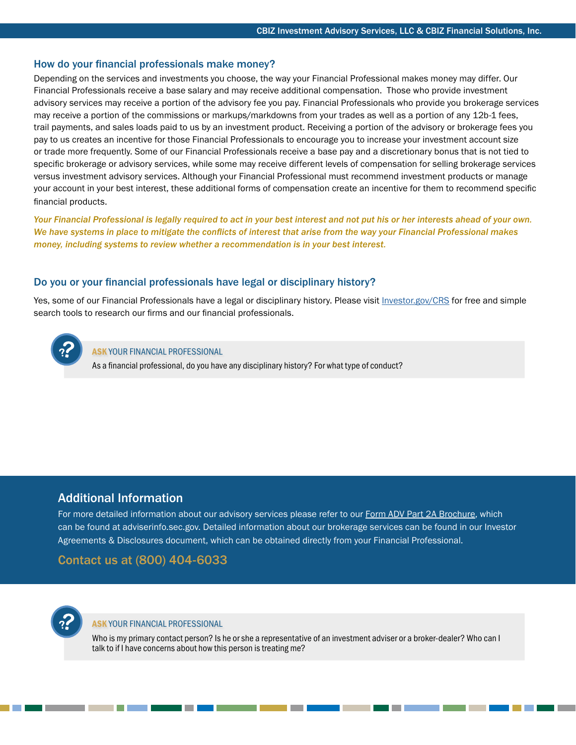## How do your financial professionals make money?

Depending on the services and investments you choose, the way your Financial Professional makes money may differ. Our Financial Professionals receive a base salary and may receive additional compensation. Those who provide investment advisory services may receive a portion of the advisory fee you pay. Financial Professionals who provide you brokerage services may receive a portion of the commissions or markups/markdowns from your trades as well as a portion of any 12b-1 fees, trail payments, and sales loads paid to us by an investment product. Receiving a portion of the advisory or brokerage fees you pay to us creates an incentive for those Financial Professionals to encourage you to increase your investment account size or trade more frequently. Some of our Financial Professionals receive a base pay and a discretionary bonus that is not tied to specific brokerage or advisory services, while some may receive different levels of compensation for selling brokerage services versus investment advisory services. Although your Financial Professional must recommend investment products or manage your account in your best interest, these additional forms of compensation create an incentive for them to recommend specific financial products.

***Your Financial Professional is legally required to act in your best interest and not put his or her interests ahead of your own. We have systems in place to mitigate the conflicts of interest that arise from the way your Financial Professional makes money, including systems to review whether a recommendation is in your best interest.***

## Do you or your financial professionals have legal or disciplinary history?

Yes, some of our Financial Professionals have a legal or disciplinary history. Please visit Investor.gov/CRS for free and simple search tools to research our firms and our financial professionals.

**ASK** YOUR FINANCIAL PROFESSIONAL

As a financial professional, do you have any disciplinary history? For what type of conduct?

## Additional Information

For more detailed information about our advisory services please refer to our Form ADV Part 2A Brochure, which can be found at adviserinfo.sec.gov. Detailed information about our brokerage services can be found in our Investor Agreements & Disclosures document, which can be obtained directly from your Financial Professional.

**Contact us at (800) 404-6033**

**ASK** YOUR FINANCIAL PROFESSIONAL

Who is my primary contact person? Is he or she a representative of an investment adviser or a broker-dealer? Who can I talk to if I have concerns about how this person is treating me?